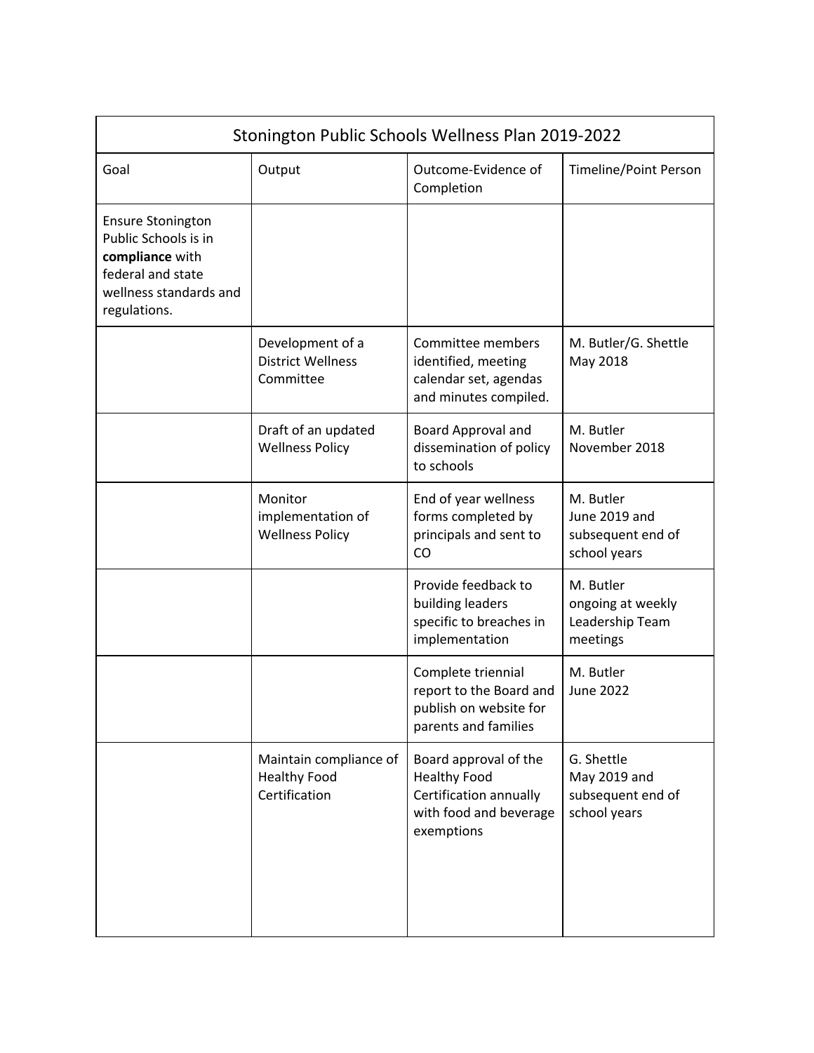| Stonington Public Schools Wellness Plan 2019-2022 | | | |
|---|---|---|---|
| Goal | Output | Outcome-Evidence of Completion | Timeline/Point Person |
| Ensure Stonington Public Schools is in **compliance** with federal and state wellness standards and regulations. | | | |
| | Development of a District Wellness Committee | Committee members identified, meeting calendar set, agendas and minutes compiled. | M. Butler/G. Shettle May 2018 |
| | Draft of an updated Wellness Policy | Board Approval and dissemination of policy to schools | M. Butler November 2018 |
| | Monitor implementation of Wellness Policy | End of year wellness forms completed by principals and sent to CO | M. Butler June 2019 and subsequent end of school years |
| | | Provide feedback to building leaders specific to breaches in implementation | M. Butler ongoing at weekly Leadership Team meetings |
| | | Complete triennial report to the Board and publish on website for parents and families | M. Butler June 2022 |
| | Maintain compliance of Healthy Food Certification | Board approval of the Healthy Food Certification annually with food and beverage exemptions | G. Shettle May 2019 and subsequent end of school years |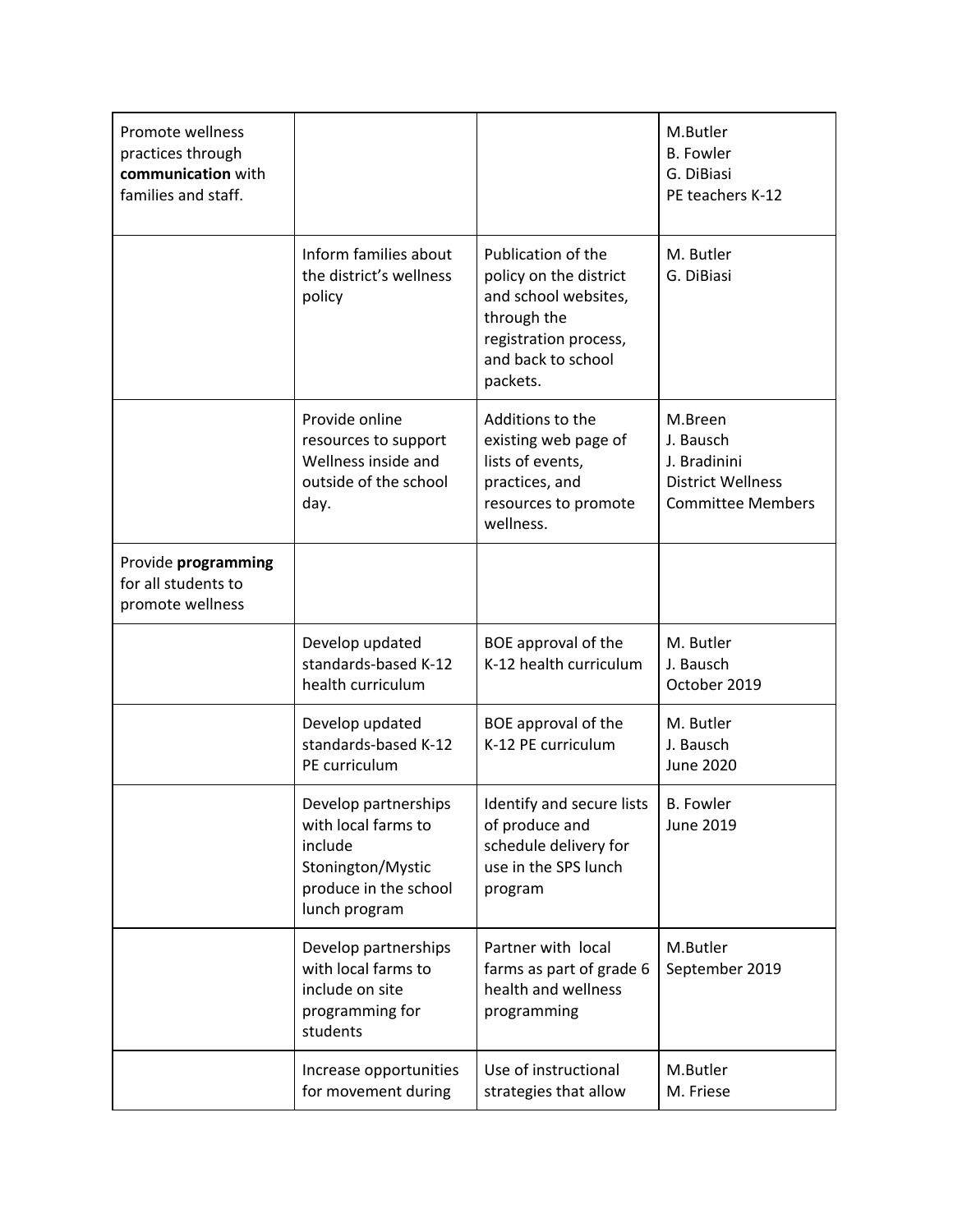| | | | |
|---|---|---|---|
| Promote wellness practices through **communication** with families and staff. | | | M.Butler<br>B. Fowler<br>G. DiBiasi<br>PE teachers K-12 |
| | Inform families about the district's wellness policy | Publication of the policy on the district and school websites, through the registration process, and back to school packets. | M. Butler<br>G. DiBiasi |
| | Provide online resources to support Wellness inside and outside of the school day. | Additions to the existing web page of lists of events, practices, and resources to promote wellness. | M.Breen<br>J. Bausch<br>J. Bradinini<br>District Wellness Committee Members |
| Provide **programming** for all students to promote wellness | | | |
| | Develop updated standards-based K-12 health curriculum | BOE approval of the K-12 health curriculum | M. Butler<br>J. Bausch<br>October 2019 |
| | Develop updated standards-based K-12 PE curriculum | BOE approval of the K-12 PE curriculum | M. Butler<br>J. Bausch<br>June 2020 |
| | Develop partnerships with local farms to include Stonington/Mystic produce in the school lunch program | Identify and secure lists of produce and schedule delivery for use in the SPS lunch program | B. Fowler<br>June 2019 |
| | Develop partnerships with local farms to include on site programming for students | Partner with local farms as part of grade 6 health and wellness programming | M.Butler<br>September 2019 |
| | Increase opportunities for movement during | Use of instructional strategies that allow | M.Butler<br>M. Friese |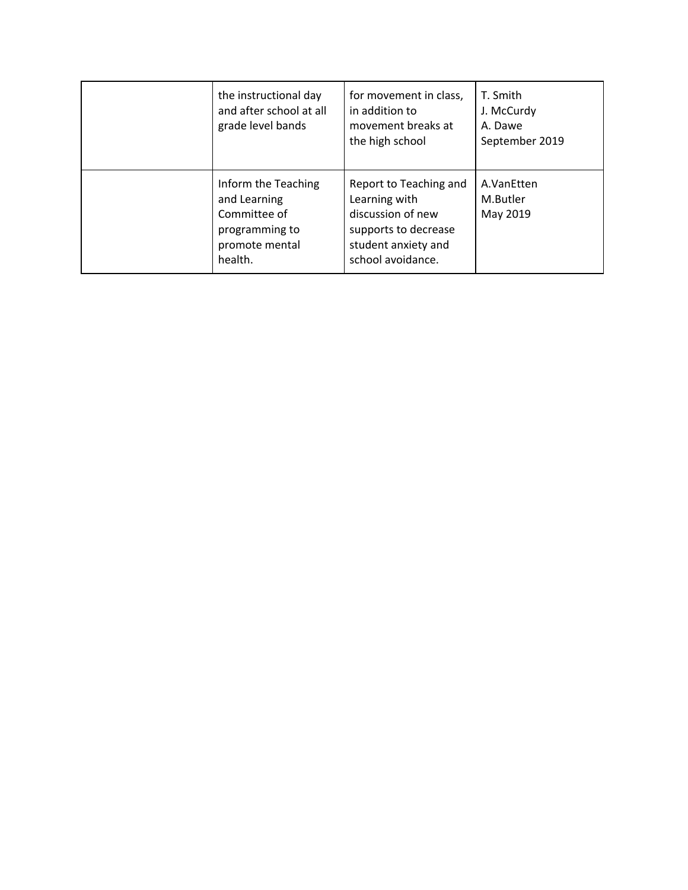| | | | |
|---|---|---|---|
| | the instructional day and after school at all grade level bands | for movement in class, in addition to movement breaks at the high school | T. Smith<br>J. McCurdy<br>A. Dawe<br>September 2019 |
| | Inform the Teaching and Learning Committee of programming to promote mental health. | Report to Teaching and Learning with discussion of new supports to decrease student anxiety and school avoidance. | A.VanEtten<br>M.Butler<br>May 2019 |